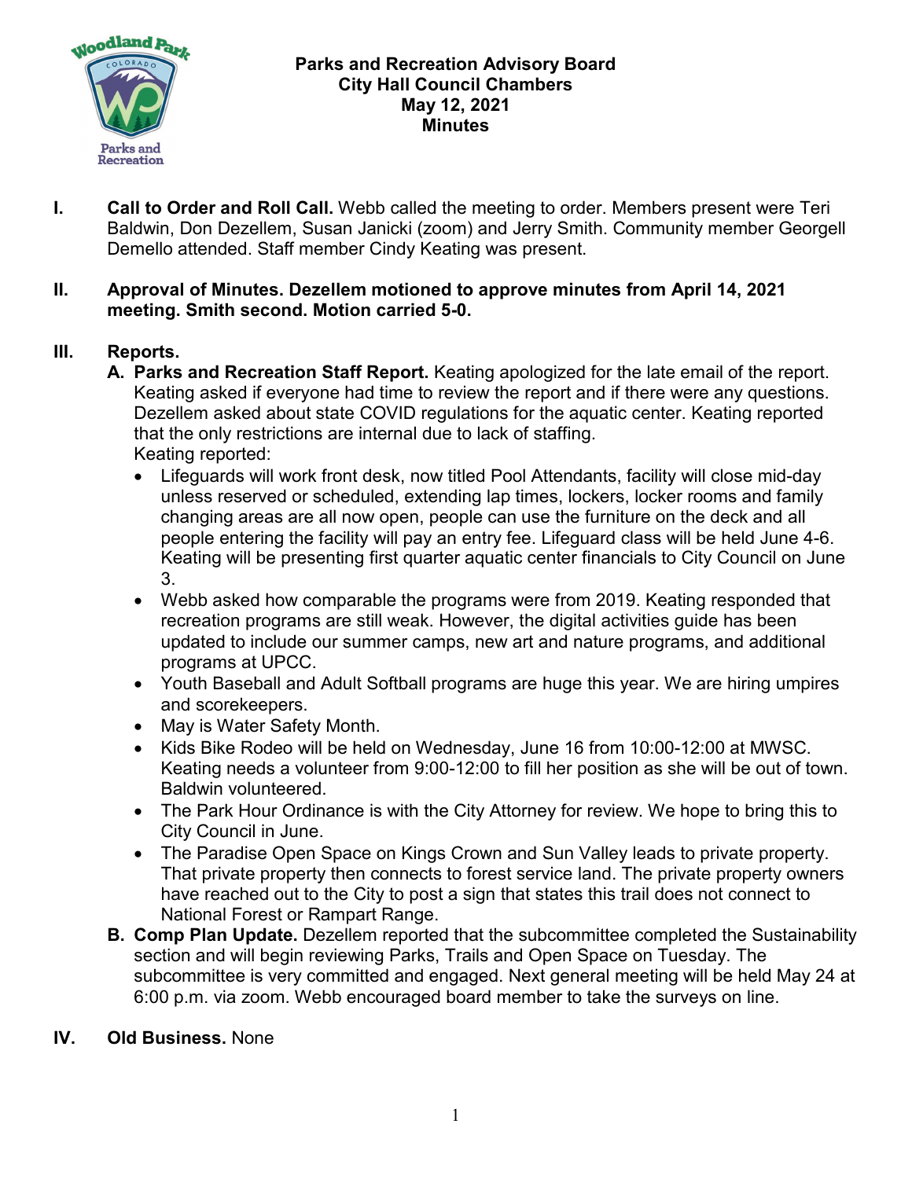# Parks and Recreation Advisory Board
## City Hall Council Chambers
## May 12, 2021
## Minutes

**I. Call to Order and Roll Call.** Webb called the meeting to order. Members present were Teri Baldwin, Don Dezellem, Susan Janicki (zoom) and Jerry Smith. Community member Georgell Demello attended. Staff member Cindy Keating was present.

**II. Approval of Minutes. Dezellem motioned to approve minutes from April 14, 2021 meeting. Smith second. Motion carried 5-0.**

**III. Reports.**

**A. Parks and Recreation Staff Report.** Keating apologized for the late email of the report. Keating asked if everyone had time to review the report and if there were any questions. Dezellem asked about state COVID regulations for the aquatic center. Keating reported that the only restrictions are internal due to lack of staffing.

Keating reported:

- Lifeguards will work front desk, now titled Pool Attendants, facility will close mid-day unless reserved or scheduled, extending lap times, lockers, locker rooms and family changing areas are all now open, people can use the furniture on the deck and all people entering the facility will pay an entry fee. Lifeguard class will be held June 4-6. Keating will be presenting first quarter aquatic center financials to City Council on June 3.
- Webb asked how comparable the programs were from 2019. Keating responded that recreation programs are still weak. However, the digital activities guide has been updated to include our summer camps, new art and nature programs, and additional programs at UPCC.
- Youth Baseball and Adult Softball programs are huge this year. We are hiring umpires and scorekeepers.
- May is Water Safety Month.
- Kids Bike Rodeo will be held on Wednesday, June 16 from 10:00-12:00 at MWSC. Keating needs a volunteer from 9:00-12:00 to fill her position as she will be out of town. Baldwin volunteered.
- The Park Hour Ordinance is with the City Attorney for review. We hope to bring this to City Council in June.
- The Paradise Open Space on Kings Crown and Sun Valley leads to private property. That private property then connects to forest service land. The private property owners have reached out to the City to post a sign that states this trail does not connect to National Forest or Rampart Range.

**B. Comp Plan Update.** Dezellem reported that the subcommittee completed the Sustainability section and will begin reviewing Parks, Trails and Open Space on Tuesday. The subcommittee is very committed and engaged. Next general meeting will be held May 24 at 6:00 p.m. via zoom. Webb encouraged board member to take the surveys on line.

**IV. Old Business.** None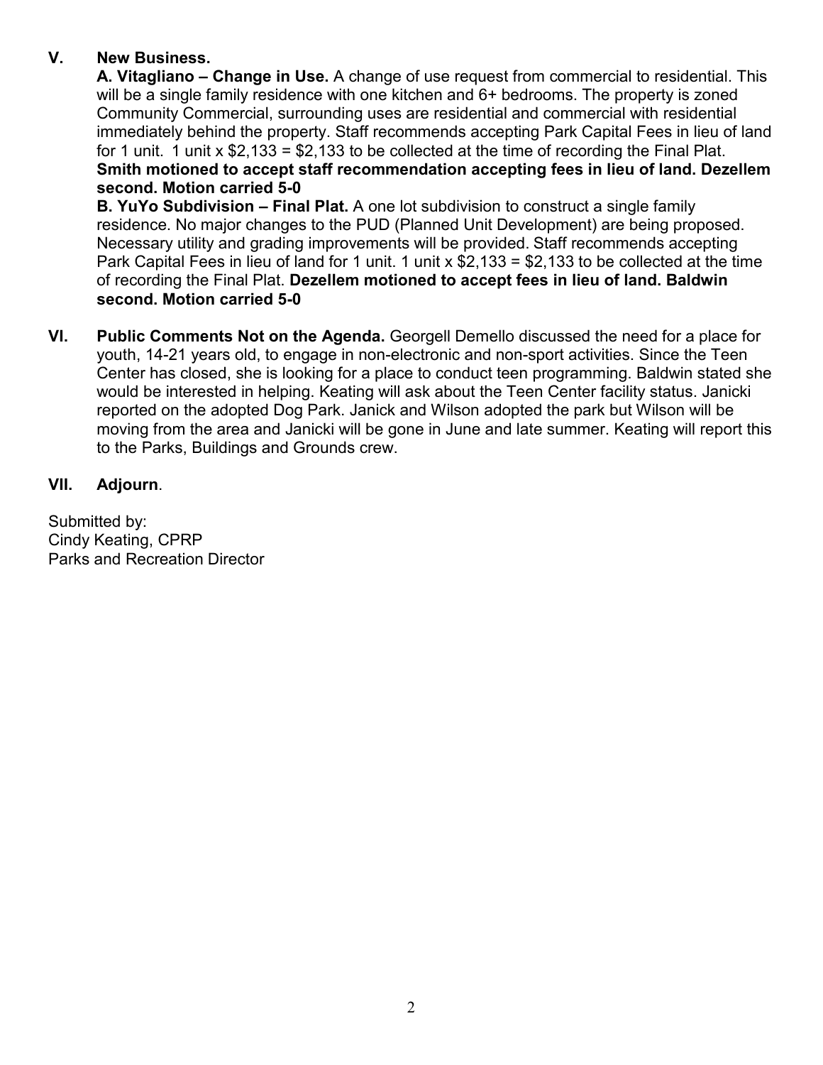## V. New Business.

**A. Vitagliano – Change in Use.** A change of use request from commercial to residential. This will be a single family residence with one kitchen and 6+ bedrooms. The property is zoned Community Commercial, surrounding uses are residential and commercial with residential immediately behind the property. Staff recommends accepting Park Capital Fees in lieu of land for 1 unit. 1 unit x $2,133 = $2,133 to be collected at the time of recording the Final Plat. **Smith motioned to accept staff recommendation accepting fees in lieu of land. Dezellem second. Motion carried 5-0**

**B. YuYo Subdivision – Final Plat.** A one lot subdivision to construct a single family residence. No major changes to the PUD (Planned Unit Development) are being proposed. Necessary utility and grading improvements will be provided. Staff recommends accepting Park Capital Fees in lieu of land for 1 unit. 1 unit x $2,133 = $2,133 to be collected at the time of recording the Final Plat. **Dezellem motioned to accept fees in lieu of land. Baldwin second. Motion carried 5-0**

## VI. Public Comments Not on the Agenda.

Georgell Demello discussed the need for a place for youth, 14-21 years old, to engage in non-electronic and non-sport activities. Since the Teen Center has closed, she is looking for a place to conduct teen programming. Baldwin stated she would be interested in helping. Keating will ask about the Teen Center facility status. Janicki reported on the adopted Dog Park. Janick and Wilson adopted the park but Wilson will be moving from the area and Janicki will be gone in June and late summer. Keating will report this to the Parks, Buildings and Grounds crew.

## VII. Adjourn.

Submitted by:
Cindy Keating, CPRP
Parks and Recreation Director